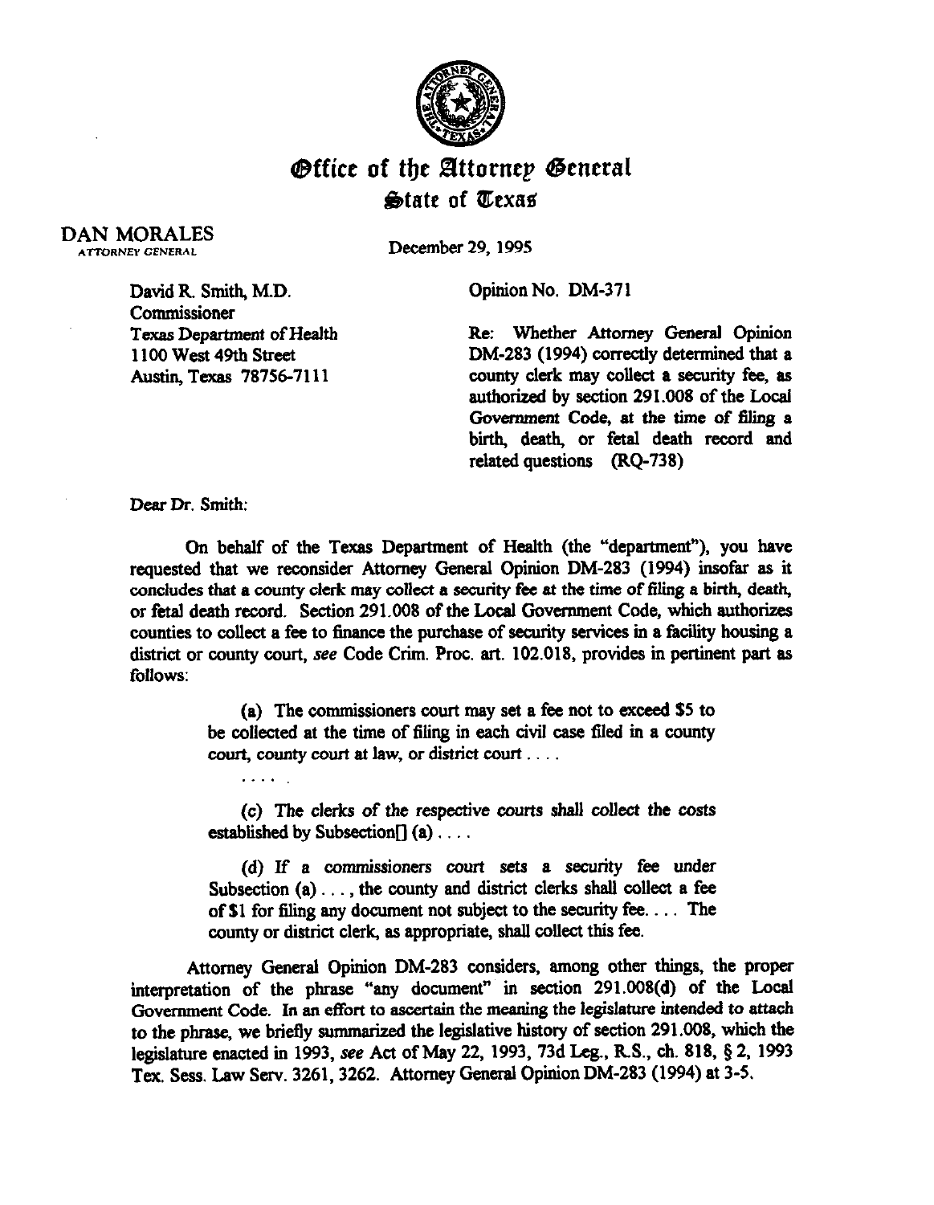# Office of the Attorney General
## State of Texas

DAN MORALES
ATTORNEY GENERAL

December 29, 1995

David R. Smith, M.D.
Commissioner
Texas Department of Health
1100 West 49th Street
Austin, Texas 78756-7111

Opinion No. DM-371

Re: Whether Attorney General Opinion DM-283 (1994) correctly determined that a county clerk may collect a security fee, as authorized by section 291.008 of the Local Government Code, at the time of filing a birth, death, or fetal death record and related questions (RQ-738)

Dear Dr. Smith:

On behalf of the Texas Department of Health (the "department"), you have requested that we reconsider Attorney General Opinion DM-283 (1994) insofar as it concludes that a county clerk may collect a security fee at the time of filing a birth, death, or fetal death record. Section 291.008 of the Local Government Code, which authorizes counties to collect a fee to finance the purchase of security services in a facility housing a district or county court, *see* Code Crim. Proc. art. 102.018, provides in pertinent part as follows:

> (a) The commissioners court may set a fee not to exceed $5 to be collected at the time of filing in each civil case filed in a county court, county court at law, or district court . . . .
>
> . . . .
>
> (c) The clerks of the respective courts shall collect the costs established by Subsection[] (a) . . . .
>
> (d) If a commissioners court sets a security fee under Subsection (a) . . . , the county and district clerks shall collect a fee of $1 for filing any document not subject to the security fee. . . . The county or district clerk, as appropriate, shall collect this fee.

Attorney General Opinion DM-283 considers, among other things, the proper interpretation of the phrase "any document" in section 291.008(d) of the Local Government Code. In an effort to ascertain the meaning the legislature intended to attach to the phrase, we briefly summarized the legislative history of section 291.008, which the legislature enacted in 1993, *see* Act of May 22, 1993, 73d Leg., R.S., ch. 818, § 2, 1993 Tex. Sess. Law Serv. 3261, 3262. Attorney General Opinion DM-283 (1994) at 3-5.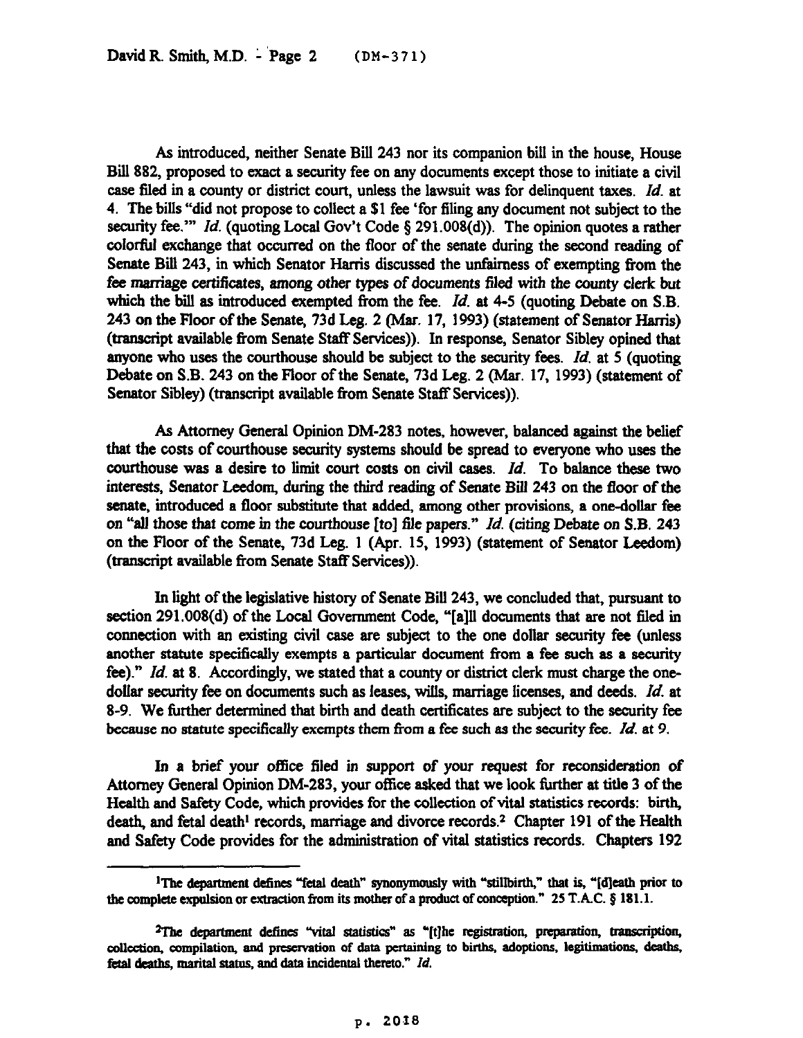As introduced, neither Senate Bill 243 nor its companion bill in the house, House Bill 882, proposed to exact a security fee on any documents except those to initiate a civil case filed in a county or district court, unless the lawsuit was for delinquent taxes. *Id.* at 4. The bills "did not propose to collect a $1 fee 'for filing any document not subject to the security fee.'" *Id.* (quoting Local Gov't Code § 291.008(d)). The opinion quotes a rather colorful exchange that occurred on the floor of the senate during the second reading of Senate Bill 243, in which Senator Harris discussed the unfairness of exempting from the fee marriage certificates, among other types of documents filed with the county clerk but which the bill as introduced exempted from the fee. *Id.* at 4-5 (quoting Debate on S.B. 243 on the Floor of the Senate, 73d Leg. 2 (Mar. 17, 1993) (statement of Senator Harris) (transcript available from Senate Staff Services)). In response, Senator Sibley opined that anyone who uses the courthouse should be subject to the security fees. *Id.* at 5 (quoting Debate on S.B. 243 on the Floor of the Senate, 73d Leg. 2 (Mar. 17, 1993) (statement of Senator Sibley) (transcript available from Senate Staff Services)).

As Attorney General Opinion DM-283 notes, however, balanced against the belief that the costs of courthouse security systems should be spread to everyone who uses the courthouse was a desire to limit court costs on civil cases. *Id.* To balance these two interests, Senator Leedom, during the third reading of Senate Bill 243 on the floor of the senate, introduced a floor substitute that added, among other provisions, a one-dollar fee on "all those that come in the courthouse [to] file papers." *Id.* (citing Debate on S.B. 243 on the Floor of the Senate, 73d Leg. 1 (Apr. 15, 1993) (statement of Senator Leedom) (transcript available from Senate Staff Services)).

In light of the legislative history of Senate Bill 243, we concluded that, pursuant to section 291.008(d) of the Local Government Code, "[a]ll documents that are not filed in connection with an existing civil case are subject to the one dollar security fee (unless another statute specifically exempts a particular document from a fee such as a security fee)." *Id.* at 8. Accordingly, we stated that a county or district clerk must charge the one-dollar security fee on documents such as leases, wills, marriage licenses, and deeds. *Id.* at 8-9. We further determined that birth and death certificates are subject to the security fee because no statute specifically exempts them from a fee such as the security fee. *Id.* at 9.

In a brief your office filed in support of your request for reconsideration of Attorney General Opinion DM-283, your office asked that we look further at title 3 of the Health and Safety Code, which provides for the collection of vital statistics records: birth, death, and fetal death[1] records, marriage and divorce records.[2] Chapter 191 of the Health and Safety Code provides for the administration of vital statistics records. Chapters 192

[1]The department defines "fetal death" synonymously with "stillbirth," that is, "[d]eath prior to the complete expulsion or extraction from its mother of a product of conception." 25 T.A.C. § 181.1.

[2]The department defines "vital statistics" as "[t]he registration, preparation, transcription, collection, compilation, and preservation of data pertaining to births, adoptions, legitimations, deaths, fetal deaths, marital status, and data incidental thereto." *Id.*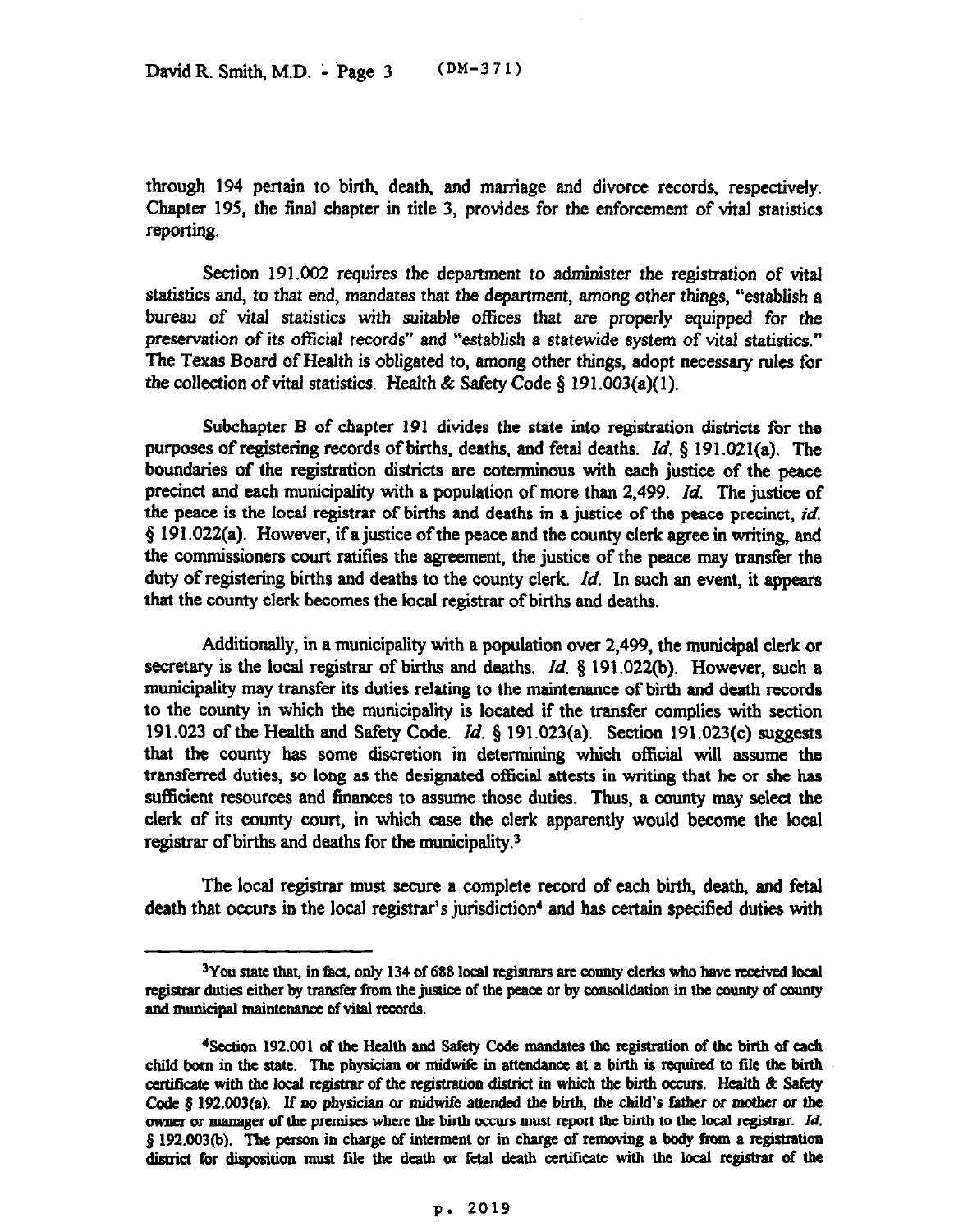through 194 pertain to birth, death, and marriage and divorce records, respectively. Chapter 195, the final chapter in title 3, provides for the enforcement of vital statistics reporting.

Section 191.002 requires the department to administer the registration of vital statistics and, to that end, mandates that the department, among other things, "establish a bureau of vital statistics with suitable offices that are properly equipped for the preservation of its official records" and "establish a statewide system of vital statistics." The Texas Board of Health is obligated to, among other things, adopt necessary rules for the collection of vital statistics. Health & Safety Code § 191.003(a)(1).

Subchapter B of chapter 191 divides the state into registration districts for the purposes of registering records of births, deaths, and fetal deaths. *Id.* § 191.021(a). The boundaries of the registration districts are coterminous with each justice of the peace precinct and each municipality with a population of more than 2,499. *Id.* The justice of the peace is the local registrar of births and deaths in a justice of the peace precinct, *id.* § 191.022(a). However, if a justice of the peace and the county clerk agree in writing, and the commissioners court ratifies the agreement, the justice of the peace may transfer the duty of registering births and deaths to the county clerk. *Id.* In such an event, it appears that the county clerk becomes the local registrar of births and deaths.

Additionally, in a municipality with a population over 2,499, the municipal clerk or secretary is the local registrar of births and deaths. *Id.* § 191.022(b). However, such a municipality may transfer its duties relating to the maintenance of birth and death records to the county in which the municipality is located if the transfer complies with section 191.023 of the Health and Safety Code. *Id.* § 191.023(a). Section 191.023(c) suggests that the county has some discretion in determining which official will assume the transferred duties, so long as the designated official attests in writing that he or she has sufficient resources and finances to assume those duties. Thus, a county may select the clerk of its county court, in which case the clerk apparently would become the local registrar of births and deaths for the municipality.[3]

The local registrar must secure a complete record of each birth, death, and fetal death that occurs in the local registrar's jurisdiction[4] and has certain specified duties with

---

[3]You state that, in fact, only 134 of 688 local registrars are county clerks who have received local registrar duties either by transfer from the justice of the peace or by consolidation in the county of county and municipal maintenance of vital records.

[4]Section 192.001 of the Health and Safety Code mandates the registration of the birth of each child born in the state. The physician or midwife in attendance at a birth is required to file the birth certificate with the local registrar of the registration district in which the birth occurs. Health & Safety Code § 192.003(a). If no physician or midwife attended the birth, the child's father or mother or the owner or manager of the premises where the birth occurs must report the birth to the local registrar. *Id.* § 192.003(b). The person in charge of interment or in charge of removing a body from a registration district for disposition must file the death or fetal death certificate with the local registrar of the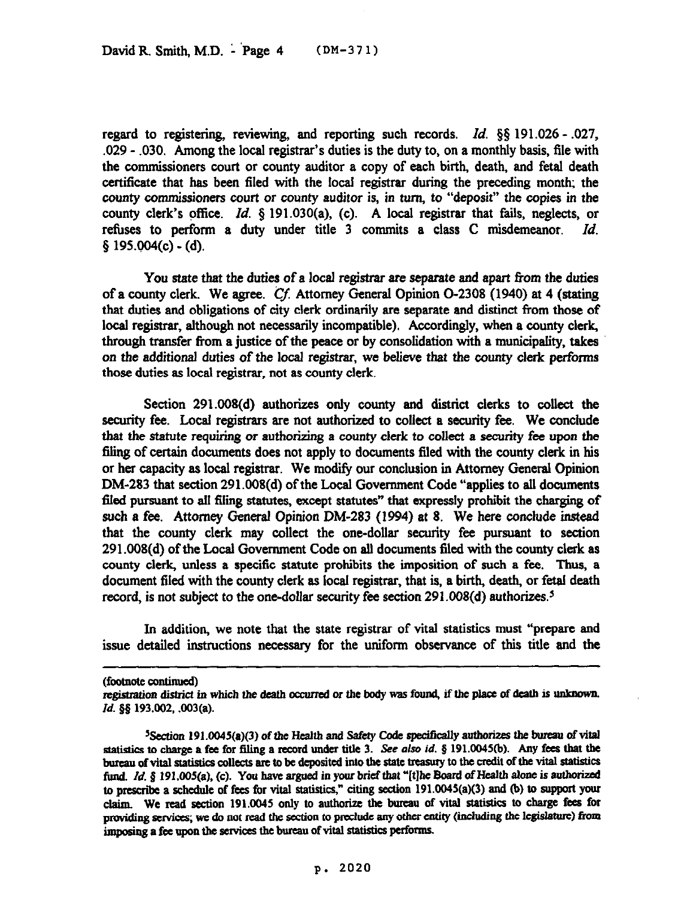regard to registering, reviewing, and reporting such records. *Id.* §§ 191.026 - .027, .029 - .030. Among the local registrar's duties is the duty to, on a monthly basis, file with the commissioners court or county auditor a copy of each birth, death, and fetal death certificate that has been filed with the local registrar during the preceding month; the county commissioners court or county auditor is, in turn, to "deposit" the copies in the county clerk's office. *Id.* § 191.030(a), (c). A local registrar that fails, neglects, or refuses to perform a duty under title 3 commits a class C misdemeanor. *Id.* § 195.004(c) - (d).

You state that the duties of a local registrar are separate and apart from the duties of a county clerk. We agree. *Cf.* Attorney General Opinion O-2308 (1940) at 4 (stating that duties and obligations of city clerk ordinarily are separate and distinct from those of local registrar, although not necessarily incompatible). Accordingly, when a county clerk, through transfer from a justice of the peace or by consolidation with a municipality, takes on the additional duties of the local registrar, we believe that the county clerk performs those duties as local registrar, not as county clerk.

Section 291.008(d) authorizes only county and district clerks to collect the security fee. Local registrars are not authorized to collect a security fee. We conclude that the statute requiring or authorizing a county clerk to collect a security fee upon the filing of certain documents does not apply to documents filed with the county clerk in his or her capacity as local registrar. We modify our conclusion in Attorney General Opinion DM-283 that section 291.008(d) of the Local Government Code "applies to all documents filed pursuant to all filing statutes, except statutes" that expressly prohibit the charging of such a fee. Attorney General Opinion DM-283 (1994) at 8. We here conclude instead that the county clerk may collect the one-dollar security fee pursuant to section 291.008(d) of the Local Government Code on all documents filed with the county clerk as county clerk, unless a specific statute prohibits the imposition of such a fee. Thus, a document filed with the county clerk as local registrar, that is, a birth, death, or fetal death record, is not subject to the one-dollar security fee section 291.008(d) authorizes.[5]

In addition, we note that the state registrar of vital statistics must "prepare and issue detailed instructions necessary for the uniform observance of this title and the

---

(footnote continued)
registration district in which the death occurred or the body was found, if the place of death is unknown. *Id.* §§ 193.002, .003(a).

[5]Section 191.0045(a)(3) of the Health and Safety Code specifically authorizes the bureau of vital statistics to charge a fee for filing a record under title 3. *See also id.* § 191.0045(b). Any fees that the bureau of vital statistics collects are to be deposited into the state treasury to the credit of the vital statistics fund. *Id.* § 191.005(a), (c). You have argued in your brief that "[t]he Board of Health alone is authorized to prescribe a schedule of fees for vital statistics," citing section 191.0045(a)(3) and (b) to support your claim. We read section 191.0045 only to authorize the bureau of vital statistics to charge fees for providing services; we do not read the section to preclude any other entity (including the legislature) from imposing a fee upon the services the bureau of vital statistics performs.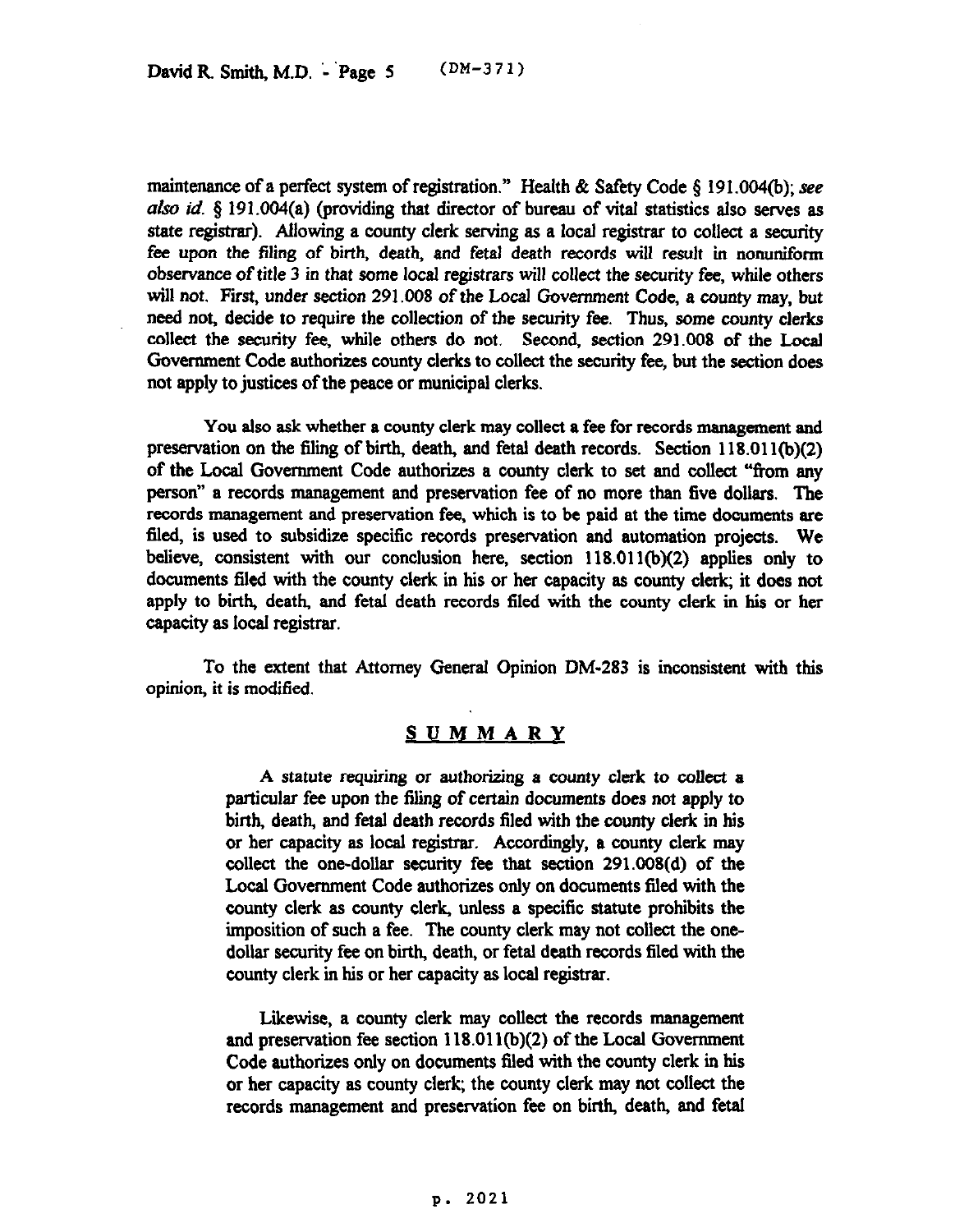maintenance of a perfect system of registration." Health & Safety Code § 191.004(b); *see also id.* § 191.004(a) (providing that director of bureau of vital statistics also serves as state registrar). Allowing a county clerk serving as a local registrar to collect a security fee upon the filing of birth, death, and fetal death records will result in nonuniform observance of title 3 in that some local registrars will collect the security fee, while others will not. First, under section 291.008 of the Local Government Code, a county may, but need not, decide to require the collection of the security fee. Thus, some county clerks collect the security fee, while others do not. Second, section 291.008 of the Local Government Code authorizes county clerks to collect the security fee, but the section does not apply to justices of the peace or municipal clerks.

You also ask whether a county clerk may collect a fee for records management and preservation on the filing of birth, death, and fetal death records. Section 118.011(b)(2) of the Local Government Code authorizes a county clerk to set and collect "from any person" a records management and preservation fee of no more than five dollars. The records management and preservation fee, which is to be paid at the time documents are filed, is used to subsidize specific records preservation and automation projects. We believe, consistent with our conclusion here, section 118.011(b)(2) applies only to documents filed with the county clerk in his or her capacity as county clerk; it does not apply to birth, death, and fetal death records filed with the county clerk in his or her capacity as local registrar.

To the extent that Attorney General Opinion DM-283 is inconsistent with this opinion, it is modified.

## SUMMARY

A statute requiring or authorizing a county clerk to collect a particular fee upon the filing of certain documents does not apply to birth, death, and fetal death records filed with the county clerk in his or her capacity as local registrar. Accordingly, a county clerk may collect the one-dollar security fee that section 291.008(d) of the Local Government Code authorizes only on documents filed with the county clerk as county clerk, unless a specific statute prohibits the imposition of such a fee. The county clerk may not collect the one-dollar security fee on birth, death, or fetal death records filed with the county clerk in his or her capacity as local registrar.

Likewise, a county clerk may collect the records management and preservation fee section 118.011(b)(2) of the Local Government Code authorizes only on documents filed with the county clerk in his or her capacity as county clerk; the county clerk may not collect the records management and preservation fee on birth, death, and fetal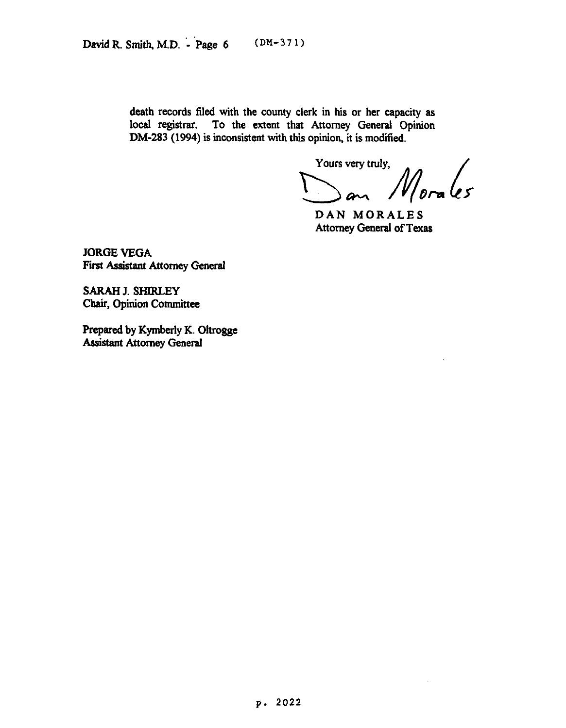death records filed with the county clerk in his or her capacity as local registrar. To the extent that Attorney General Opinion DM-283 (1994) is inconsistent with this opinion, it is modified.

Yours very truly,

Dan Morales

DAN MORALES
Attorney General of Texas

JORGE VEGA
First Assistant Attorney General

SARAH J. SHIRLEY
Chair, Opinion Committee

Prepared by Kymberly K. Oltrogge
Assistant Attorney General